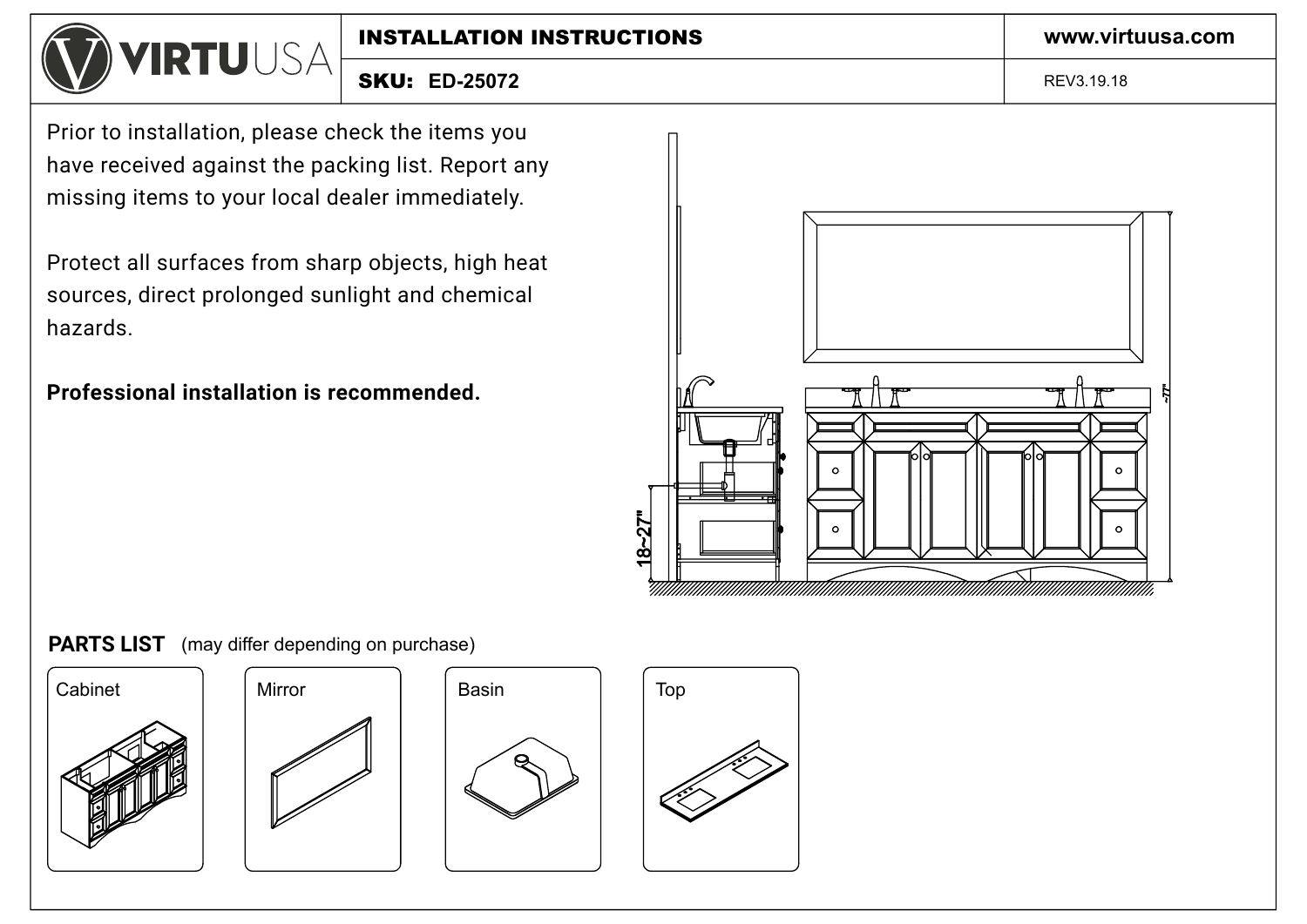# INSTALLATION INSTRUCTIONS

**SKU: ED-25072**

www.virtuusa.com

REV3.19.18

Prior to installation, please check the items you have received against the packing list. Report any missing items to your local dealer immediately.

Protect all surfaces from sharp objects, high heat sources, direct prolonged sunlight and chemical hazards.

**Professional installation is recommended.**

18~27"

~77"

## PARTS LIST (may differ depending on purchase)

Cabinet

Mirror

Basin

Top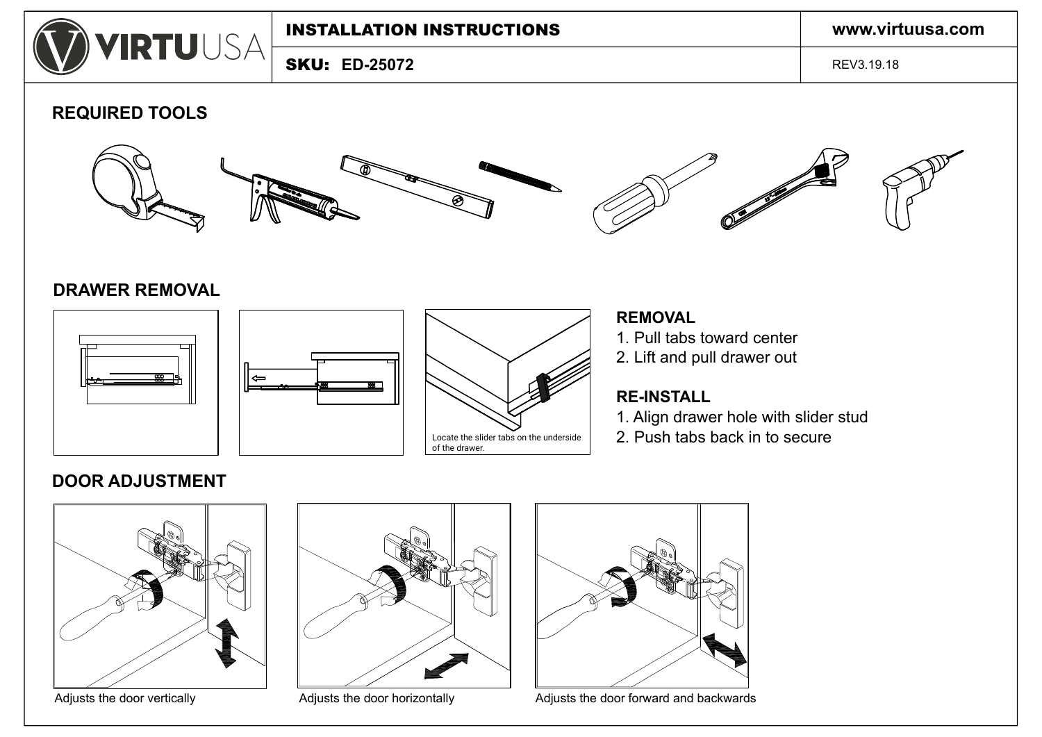# INSTALLATION INSTRUCTIONS

**SKU: ED-25072**

www.virtuusa.com

REV3.19.18

## REQUIRED TOOLS

## DRAWER REMOVAL

Locate the slider tabs on the underside of the drawer.

### REMOVAL

1. Pull tabs toward center
2. Lift and pull drawer out

### RE-INSTALL

1. Align drawer hole with slider stud
2. Push tabs back in to secure

## DOOR ADJUSTMENT

Adjusts the door vertically

Adjusts the door horizontally

Adjusts the door forward and backwards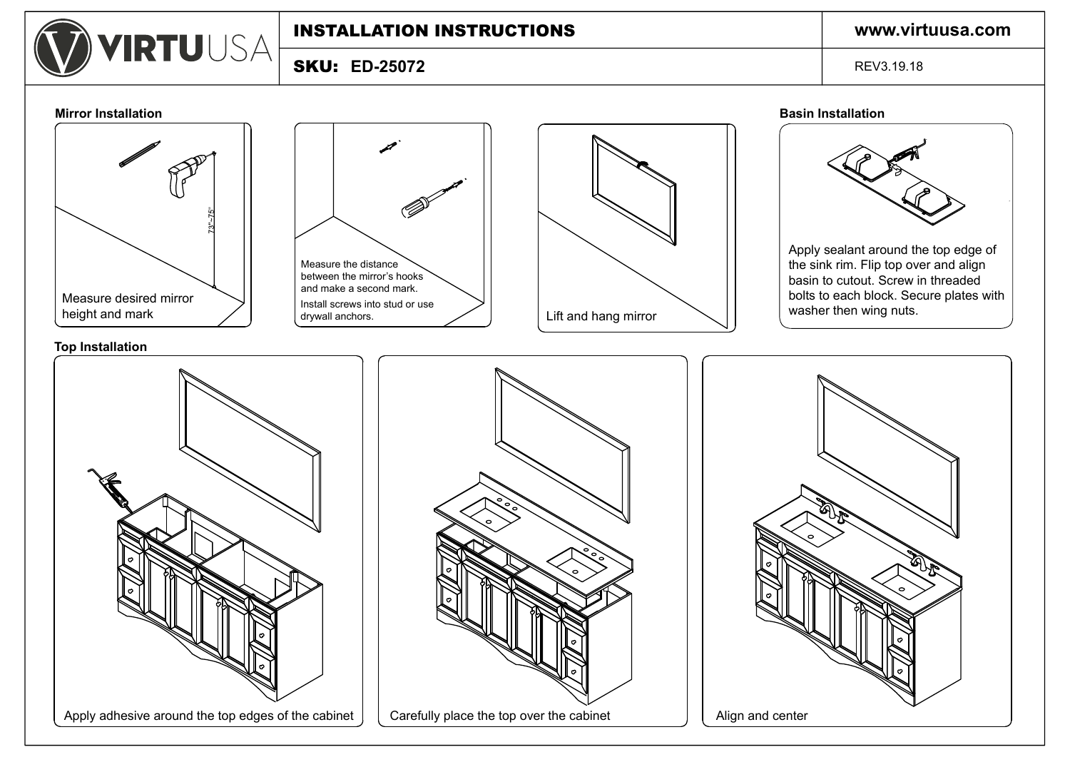# INSTALLATION INSTRUCTIONS

**SKU: ED-25072**

www.virtuusa.com

REV3.19.18

## Mirror Installation

73"~75"

Measure desired mirror height and mark

Measure the distance between the mirror's hooks and make a second mark.

Install screws into stud or use drywall anchors.

Lift and hang mirror

## Basin Installation

Apply sealant around the top edge of the sink rim. Flip top over and align basin to cutout. Screw in threaded bolts to each block. Secure plates with washer then wing nuts.

## Top Installation

Apply adhesive around the top edges of the cabinet

Carefully place the top over the cabinet

Align and center